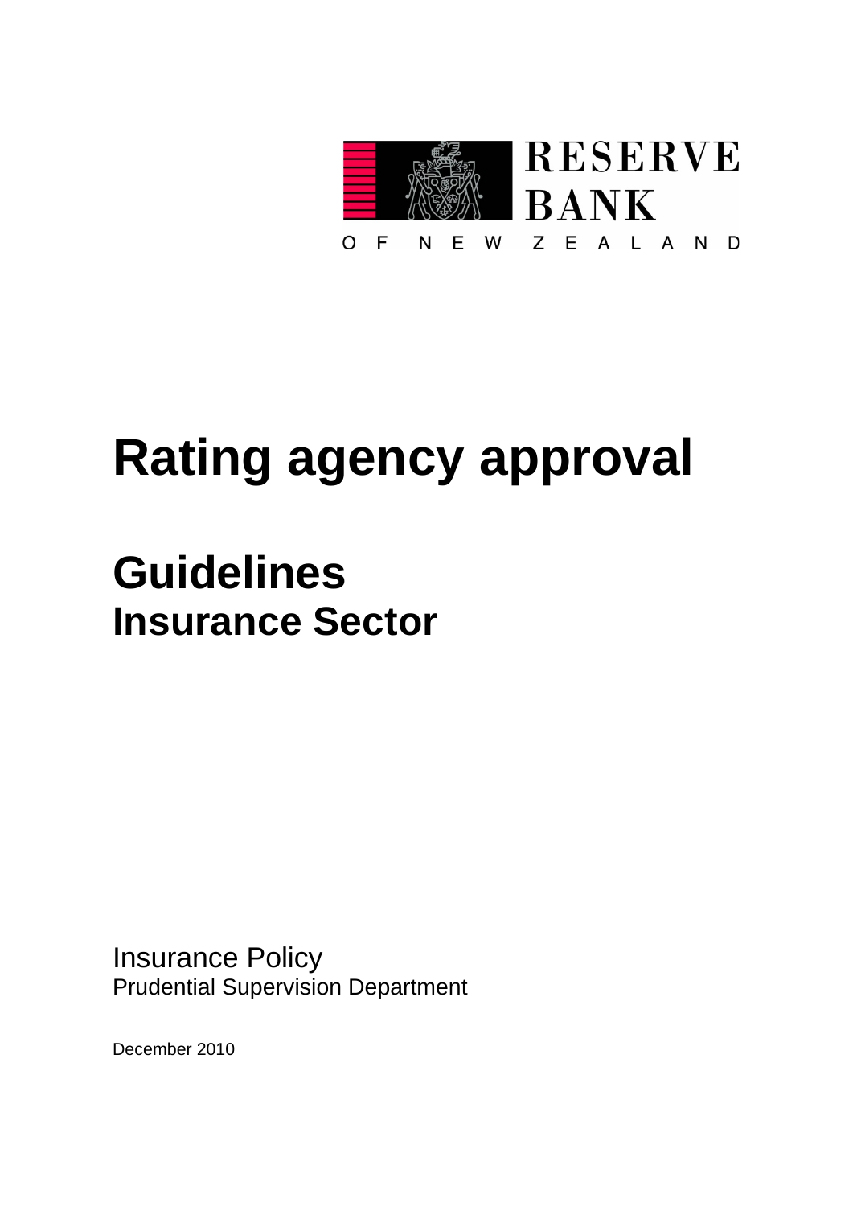RESERVE BANK

OF NEW ZEALAND

# Rating agency approval

## Guidelines
### Insurance Sector

Insurance Policy
Prudential Supervision Department

December 2010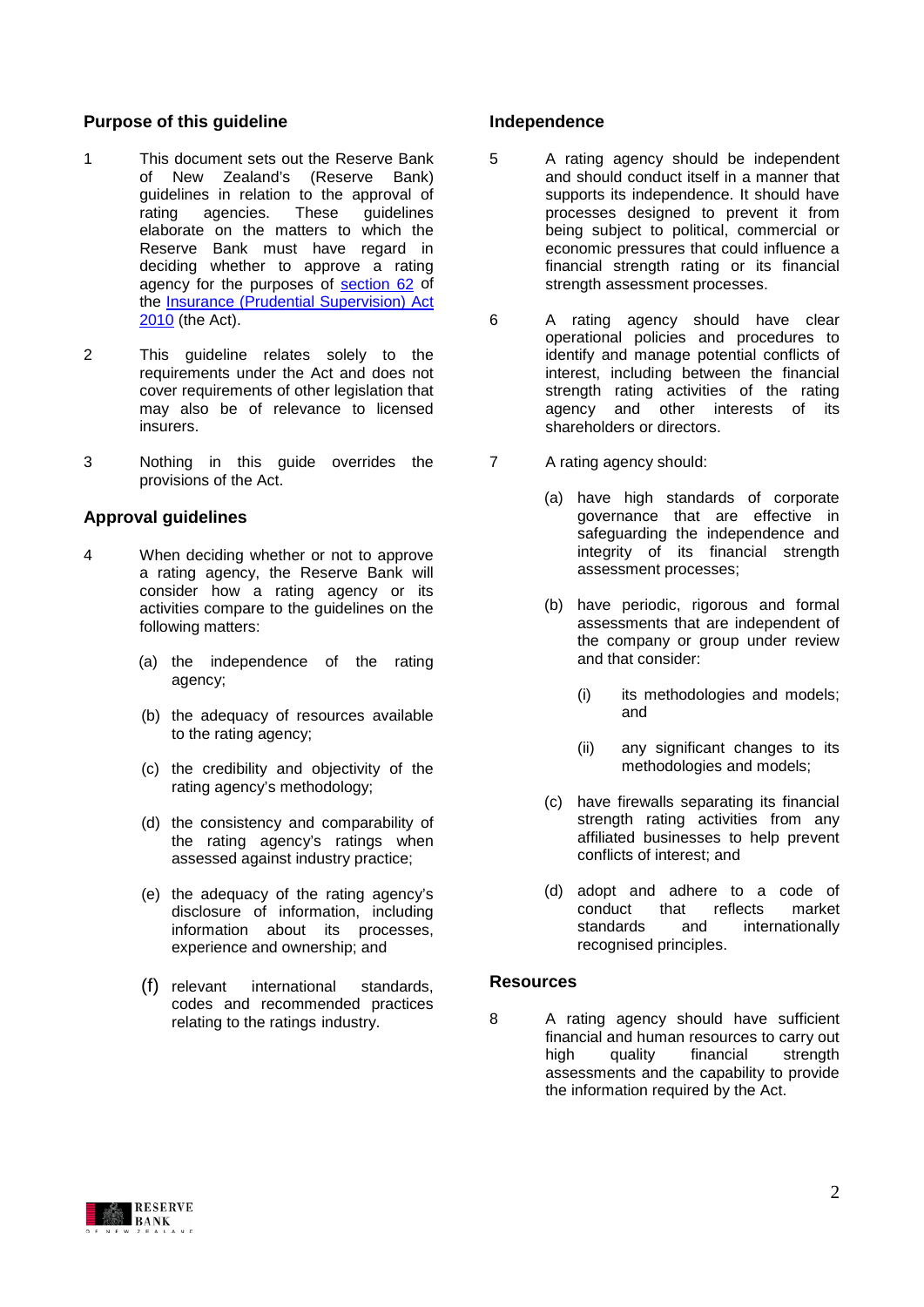## Purpose of this guideline

1. This document sets out the Reserve Bank of New Zealand's (Reserve Bank) guidelines in relation to the approval of rating agencies. These guidelines elaborate on the matters to which the Reserve Bank must have regard in deciding whether to approve a rating agency for the purposes of section 62 of the Insurance (Prudential Supervision) Act 2010 (the Act).

2. This guideline relates solely to the requirements under the Act and does not cover requirements of other legislation that may also be of relevance to licensed insurers.

3. Nothing in this guide overrides the provisions of the Act.

## Approval guidelines

4. When deciding whether or not to approve a rating agency, the Reserve Bank will consider how a rating agency or its activities compare to the guidelines on the following matters:

   (a) the independence of the rating agency;

   (b) the adequacy of resources available to the rating agency;

   (c) the credibility and objectivity of the rating agency's methodology;

   (d) the consistency and comparability of the rating agency's ratings when assessed against industry practice;

   (e) the adequacy of the rating agency's disclosure of information, including information about its processes, experience and ownership; and

   (f) relevant international standards, codes and recommended practices relating to the ratings industry.

## Independence

5. A rating agency should be independent and should conduct itself in a manner that supports its independence. It should have processes designed to prevent it from being subject to political, commercial or economic pressures that could influence a financial strength rating or its financial strength assessment processes.

6. A rating agency should have clear operational policies and procedures to identify and manage potential conflicts of interest, including between the financial strength rating activities of the rating agency and other interests of its shareholders or directors.

7. A rating agency should:

   (a) have high standards of corporate governance that are effective in safeguarding the independence and integrity of its financial strength assessment processes;

   (b) have periodic, rigorous and formal assessments that are independent of the company or group under review and that consider:

      (i) its methodologies and models; and

      (ii) any significant changes to its methodologies and models;

   (c) have firewalls separating its financial strength rating activities from any affiliated businesses to help prevent conflicts of interest; and

   (d) adopt and adhere to a code of conduct that reflects market standards and internationally recognised principles.

## Resources

8. A rating agency should have sufficient financial and human resources to carry out high quality financial strength assessments and the capability to provide the information required by the Act.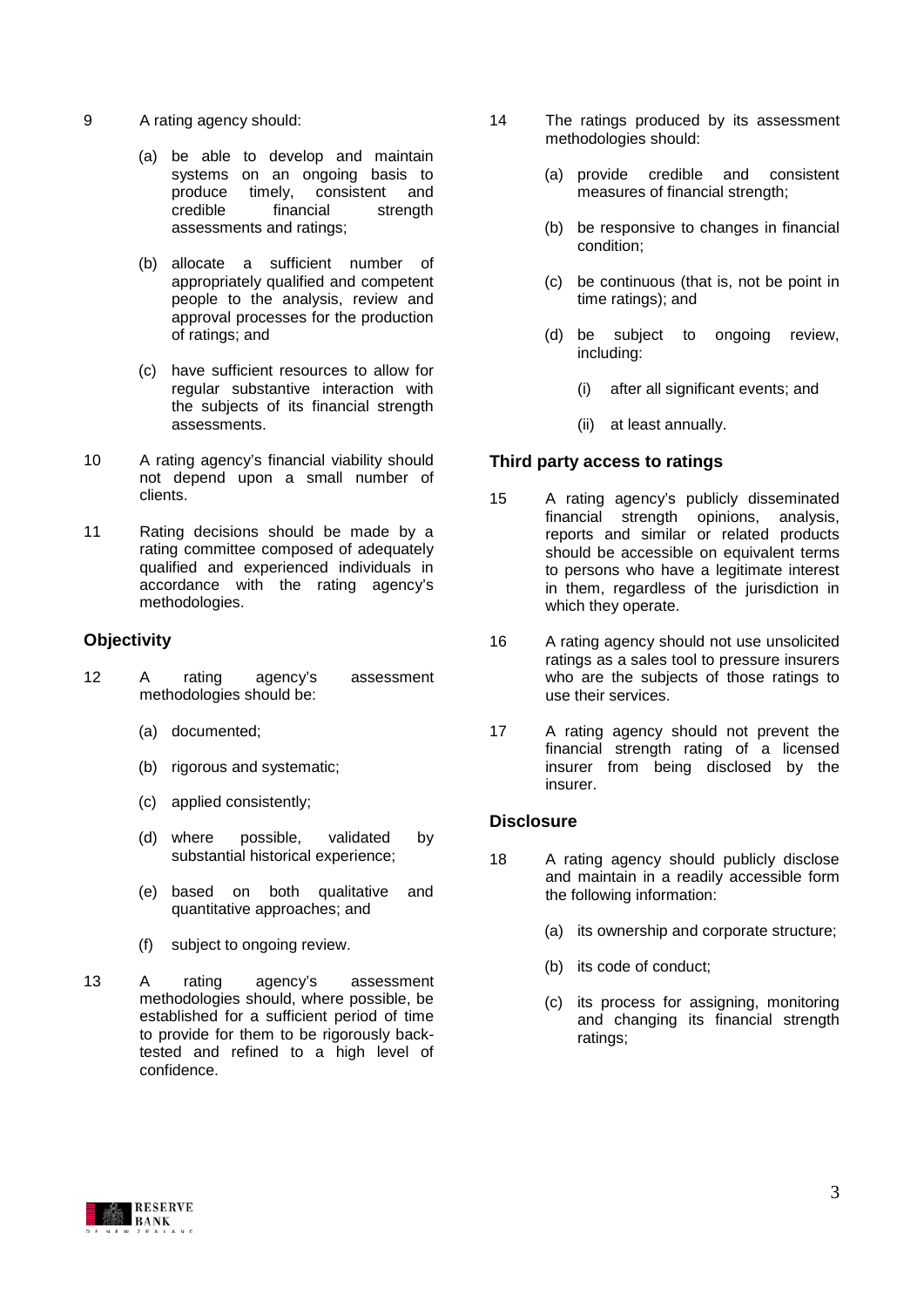9 A rating agency should:

(a) be able to develop and maintain systems on an ongoing basis to produce timely, consistent and credible financial strength assessments and ratings;

(b) allocate a sufficient number of appropriately qualified and competent people to the analysis, review and approval processes for the production of ratings; and

(c) have sufficient resources to allow for regular substantive interaction with the subjects of its financial strength assessments.

10 A rating agency's financial viability should not depend upon a small number of clients.

11 Rating decisions should be made by a rating committee composed of adequately qualified and experienced individuals in accordance with the rating agency's methodologies.

### Objectivity

12 A rating agency's assessment methodologies should be:

(a) documented;

(b) rigorous and systematic;

(c) applied consistently;

(d) where possible, validated by substantial historical experience;

(e) based on both qualitative and quantitative approaches; and

(f) subject to ongoing review.

13 A rating agency's assessment methodologies should, where possible, be established for a sufficient period of time to provide for them to be rigorously back-tested and refined to a high level of confidence.

14 The ratings produced by its assessment methodologies should:

(a) provide credible and consistent measures of financial strength;

(b) be responsive to changes in financial condition;

(c) be continuous (that is, not be point in time ratings); and

(d) be subject to ongoing review, including:

(i) after all significant events; and

(ii) at least annually.

### Third party access to ratings

15 A rating agency's publicly disseminated financial strength opinions, analysis, reports and similar or related products should be accessible on equivalent terms to persons who have a legitimate interest in them, regardless of the jurisdiction in which they operate.

16 A rating agency should not use unsolicited ratings as a sales tool to pressure insurers who are the subjects of those ratings to use their services.

17 A rating agency should not prevent the financial strength rating of a licensed insurer from being disclosed by the insurer.

### Disclosure

18 A rating agency should publicly disclose and maintain in a readily accessible form the following information:

(a) its ownership and corporate structure;

(b) its code of conduct;

(c) its process for assigning, monitoring and changing its financial strength ratings;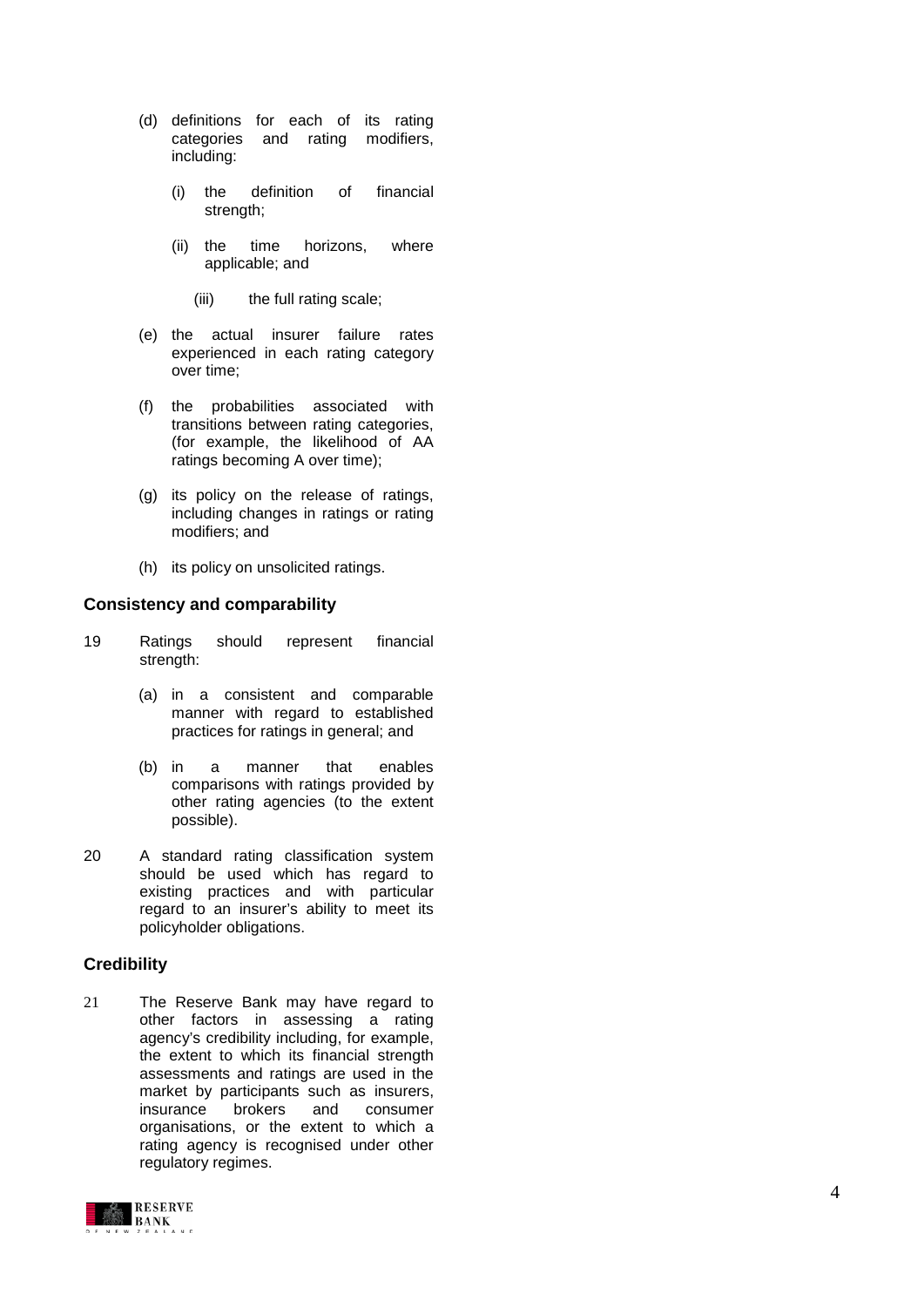(d) definitions for each of its rating categories and rating modifiers, including:

   (i) the definition of financial strength;

   (ii) the time horizons, where applicable; and

   (iii) the full rating scale;

(e) the actual insurer failure rates experienced in each rating category over time;

(f) the probabilities associated with transitions between rating categories, (for example, the likelihood of AA ratings becoming A over time);

(g) its policy on the release of ratings, including changes in ratings or rating modifiers; and

(h) its policy on unsolicited ratings.

### Consistency and comparability

19 Ratings should represent financial strength:

   (a) in a consistent and comparable manner with regard to established practices for ratings in general; and

   (b) in a manner that enables comparisons with ratings provided by other rating agencies (to the extent possible).

20 A standard rating classification system should be used which has regard to existing practices and with particular regard to an insurer's ability to meet its policyholder obligations.

### Credibility

21 The Reserve Bank may have regard to other factors in assessing a rating agency's credibility including, for example, the extent to which its financial strength assessments and ratings are used in the market by participants such as insurers, insurance brokers and consumer organisations, or the extent to which a rating agency is recognised under other regulatory regimes.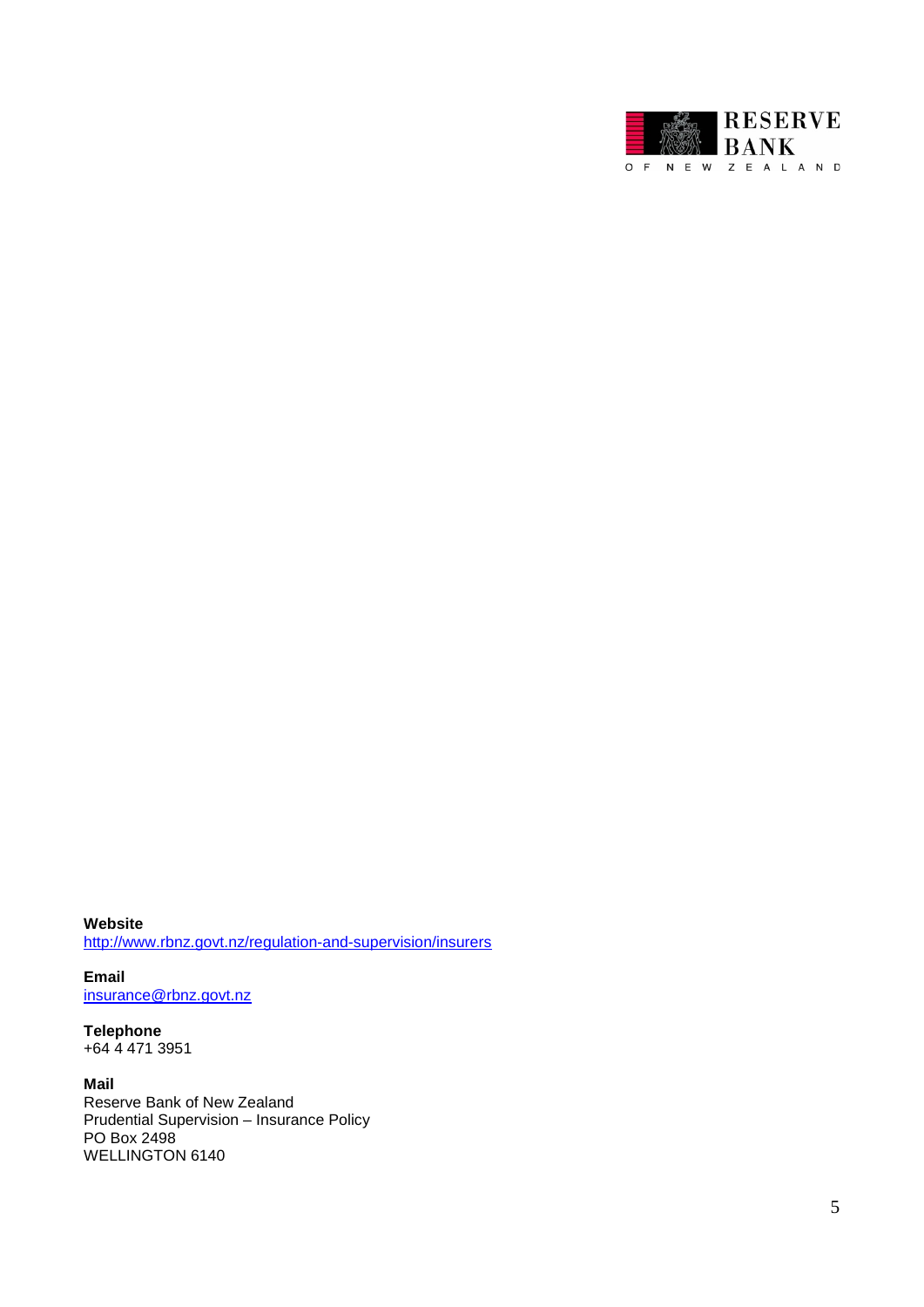RESERVE BANK OF NEW ZEALAND

**Website**
http://www.rbnz.govt.nz/regulation-and-supervision/insurers

**Email**
insurance@rbnz.govt.nz

**Telephone**
+64 4 471 3951

**Mail**
Reserve Bank of New Zealand
Prudential Supervision – Insurance Policy
PO Box 2498
WELLINGTON 6140